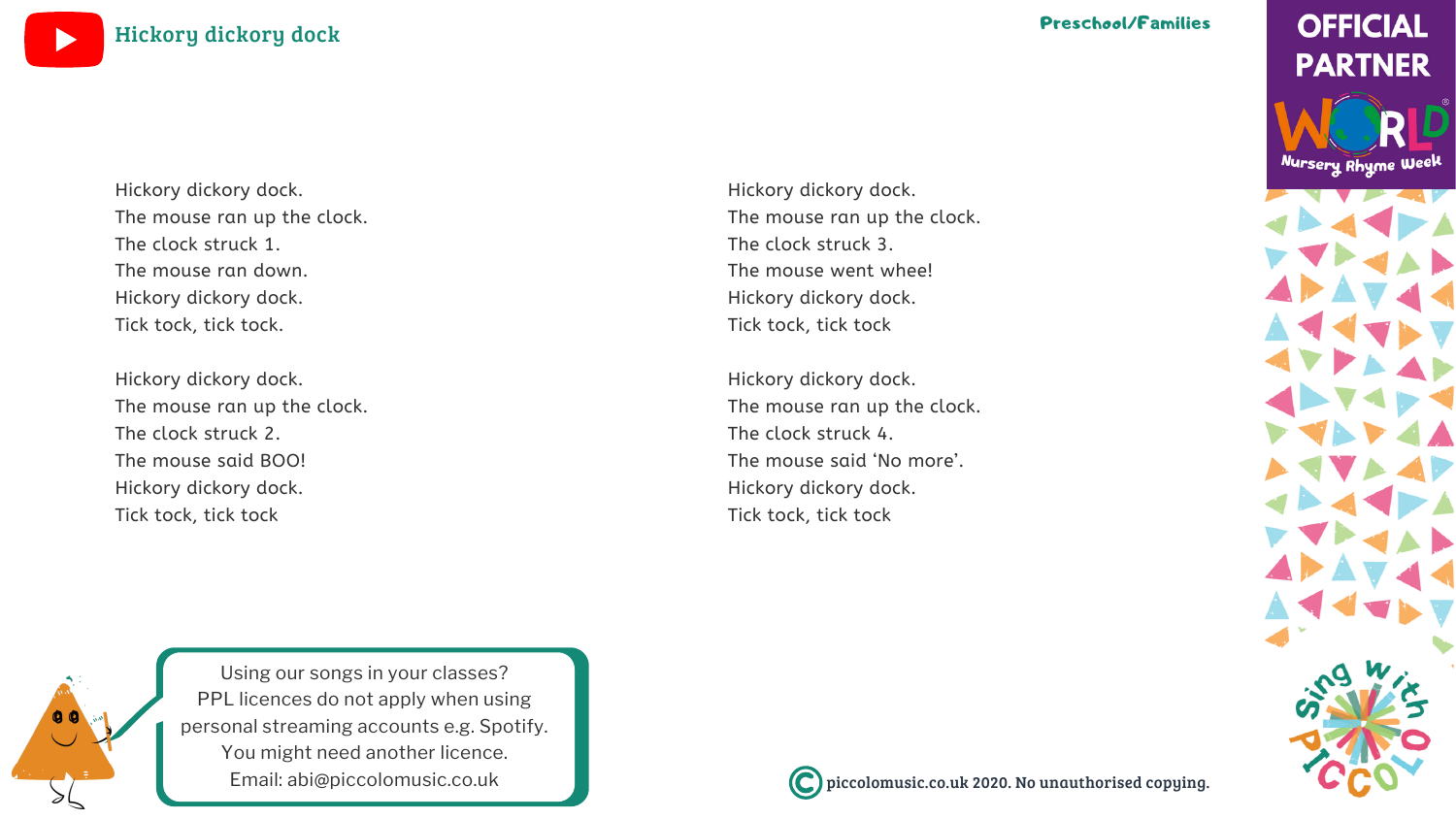# Hickory dickory dock

Preschool/Families

Hickory dickory dock.
The mouse ran up the clock.
The clock struck 1.
The mouse ran down.
Hickory dickory dock.
Tick tock, tick tock.

Hickory dickory dock.
The mouse ran up the clock.
The clock struck 2.
The mouse said BOO!
Hickory dickory dock.
Tick tock, tick tock

Hickory dickory dock.
The mouse ran up the clock.
The clock struck 3.
The mouse went whee!
Hickory dickory dock.
Tick tock, tick tock

Hickory dickory dock.
The mouse ran up the clock.
The clock struck 4.
The mouse said 'No more'.
Hickory dickory dock.
Tick tock, tick tock

Using our songs in your classes?
PPL licences do not apply when using personal streaming accounts e.g. Spotify.
You might need another licence.
Email: abi@piccolomusic.co.uk

OFFICIAL PARTNER World Nursery Rhyme Week

Sing with Piccolo

© piccolomusic.co.uk 2020. No unauthorised copying.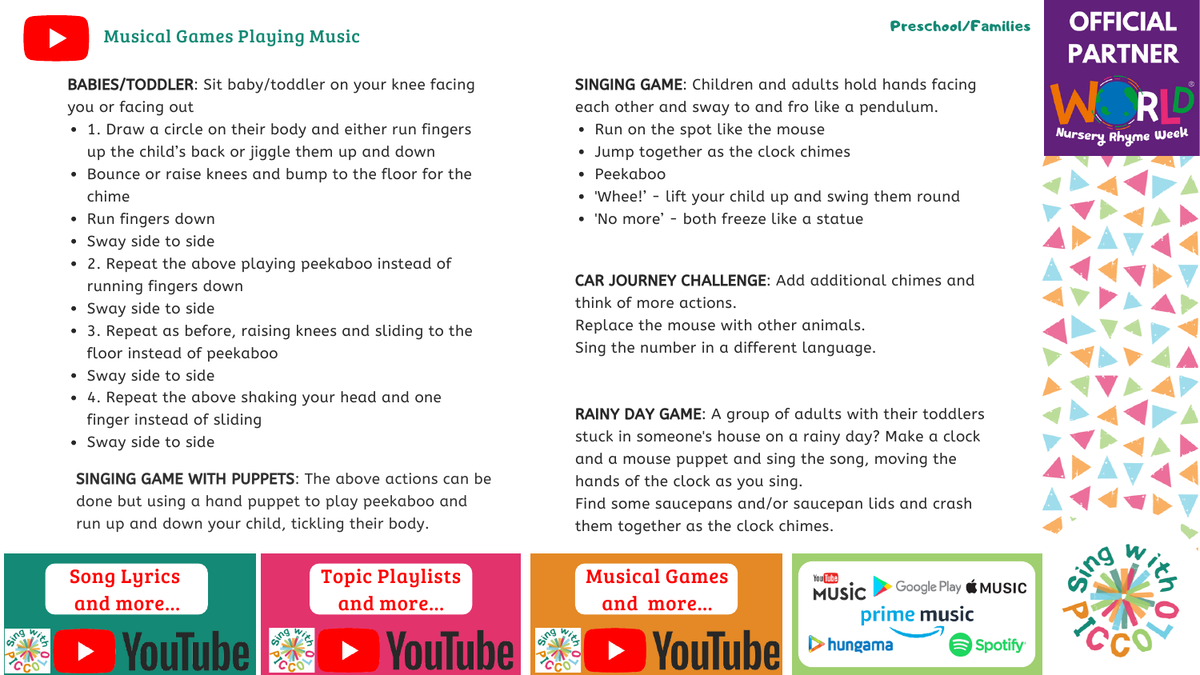# Musical Games Playing Music

Preschool/Families

OFFICIAL PARTNER

**BABIES/TODDLER**: Sit baby/toddler on your knee facing you or facing out

- 1. Draw a circle on their body and either run fingers up the child's back or jiggle them up and down
- Bounce or raise knees and bump to the floor for the chime
- Run fingers down
- Sway side to side
- 2. Repeat the above playing peekaboo instead of running fingers down
- Sway side to side
- 3. Repeat as before, raising knees and sliding to the floor instead of peekaboo
- Sway side to side
- 4. Repeat the above shaking your head and one finger instead of sliding
- Sway side to side

**SINGING GAME WITH PUPPETS**: The above actions can be done but using a hand puppet to play peekaboo and run up and down your child, tickling their body.

**SINGING GAME**: Children and adults hold hands facing each other and sway to and fro like a pendulum.

- Run on the spot like the mouse
- Jump together as the clock chimes
- Peekaboo
- 'Whee!' - lift your child up and swing them round
- 'No more' - both freeze like a statue

**CAR JOURNEY CHALLENGE**: Add additional chimes and think of more actions.
Replace the mouse with other animals.
Sing the number in a different language.

**RAINY DAY GAME**: A group of adults with their toddlers stuck in someone's house on a rainy day? Make a clock and a mouse puppet and sing the song, moving the hands of the clock as you sing.
Find some saucepans and/or saucepan lids and crash them together as the clock chimes.

Song Lyrics and more... YouTube

Topic Playlists and more... YouTube

Musical Games and more... YouTube

YouTube Music | Google Play | Music | prime music | hungama | Spotify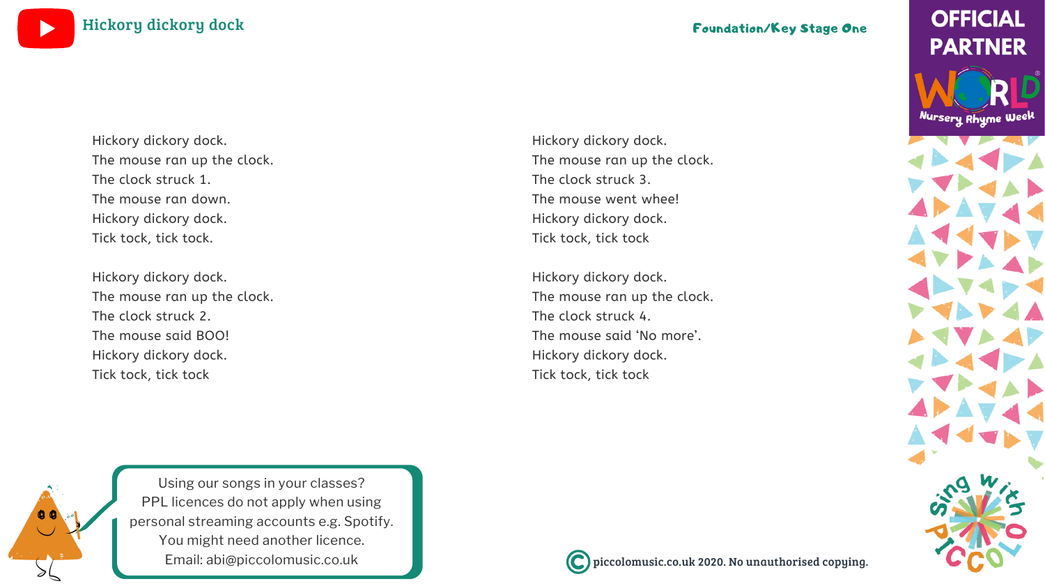# Hickory dickory dock

Foundation/Key Stage One

Hickory dickory dock.
The mouse ran up the clock.
The clock struck 1.
The mouse ran down.
Hickory dickory dock.
Tick tock, tick tock.

Hickory dickory dock.
The mouse ran up the clock.
The clock struck 2.
The mouse said BOO!
Hickory dickory dock.
Tick tock, tick tock

Hickory dickory dock.
The mouse ran up the clock.
The clock struck 3.
The mouse went whee!
Hickory dickory dock.
Tick tock, tick tock

Hickory dickory dock.
The mouse ran up the clock.
The clock struck 4.
The mouse said 'No more'.
Hickory dickory dock.
Tick tock, tick tock

Using our songs in your classes?
PPL licences do not apply when using personal streaming accounts e.g. Spotify.
You might need another licence.
Email: abi@piccolomusic.co.uk

© piccolomusic.co.uk 2020. No unauthorised copying.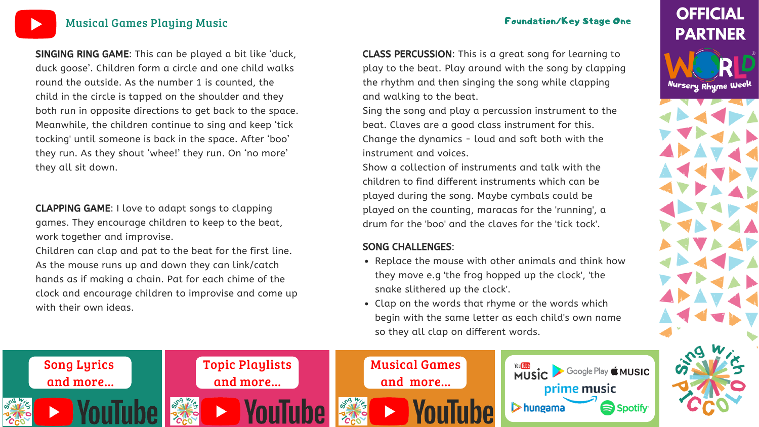# Musical Games Playing Music

Foundation/Key Stage One

**SINGING RING GAME**: This can be played a bit like 'duck, duck goose'. Children form a circle and one child walks round the outside. As the number 1 is counted, the child in the circle is tapped on the shoulder and they both run in opposite directions to get back to the space. Meanwhile, the children continue to sing and keep 'tick tocking' until someone is back in the space. After 'boo' they run. As they shout 'whee!' they run. On 'no more' they all sit down.

**CLAPPING GAME**: I love to adapt songs to clapping games. They encourage children to keep to the beat, work together and improvise.
Children can clap and pat to the beat for the first line. As the mouse runs up and down they can link/catch hands as if making a chain. Pat for each chime of the clock and encourage children to improvise and come up with their own ideas.

**CLASS PERCUSSION**: This is a great song for learning to play to the beat. Play around with the song by clapping the rhythm and then singing the song while clapping and walking to the beat.
Sing the song and play a percussion instrument to the beat. Claves are a good class instrument for this.
Change the dynamics - loud and soft both with the instrument and voices.
Show a collection of instruments and talk with the children to find different instruments which can be played during the song. Maybe cymbals could be played on the counting, maracas for the 'running', a drum for the 'boo' and the claves for the 'tick tock'.

**SONG CHALLENGES**:

- Replace the mouse with other animals and think how they move e.g 'the frog hopped up the clock', 'the snake slithered up the clock'.
- Clap on the words that rhyme or the words which begin with the same letter as each child's own name so they all clap on different words.

Song Lyrics and more... YouTube

Topic Playlists and more... YouTube

Musical Games and more... YouTube

YouTube Music, Google Play, Apple Music, prime music, hungama, Spotify

OFFICIAL PARTNER World Nursery Rhyme Week

Sing with Piccolo